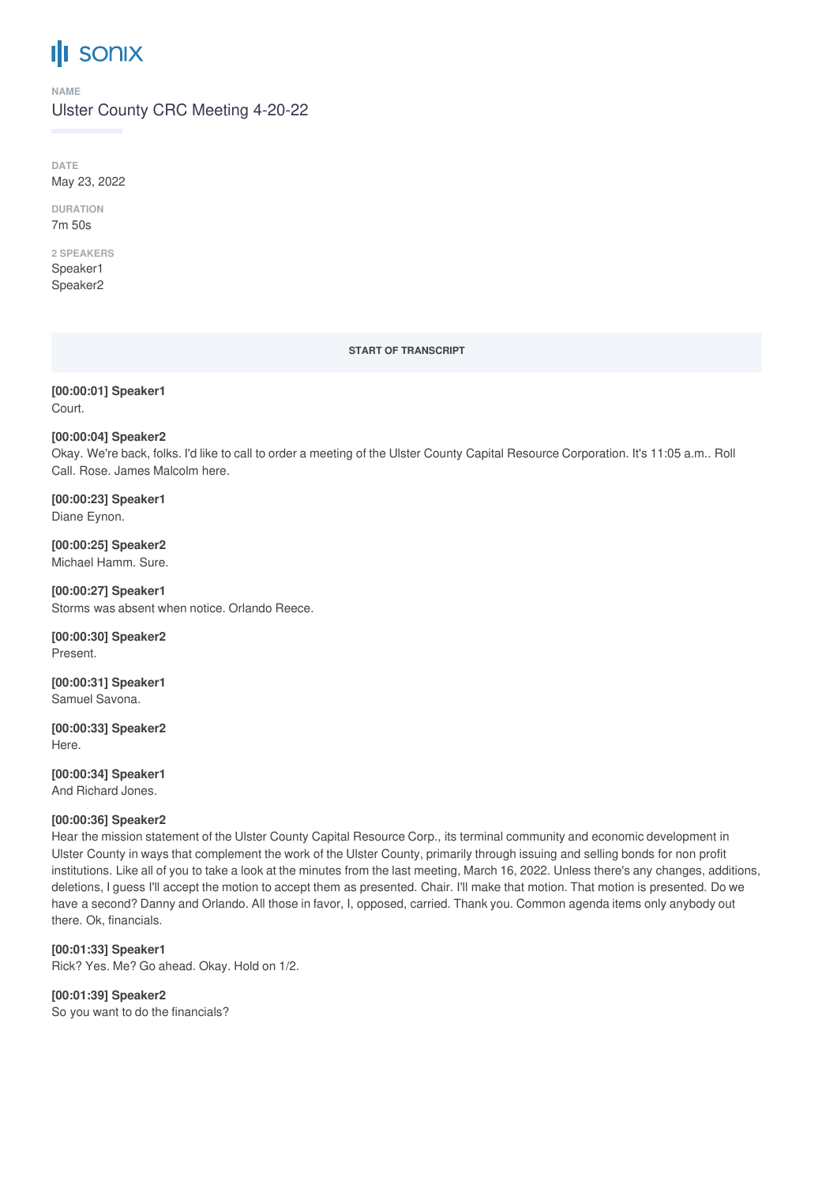# sonix

**NAME**

Ulster County CRC Meeting 4-20-22

**DATE**

May 23, 2022

**DURATION**

7m 50s

**2 SPEAKERS**

Speaker1
Speaker2

**START OF TRANSCRIPT**

**[00:00:01] Speaker1**
Court.

**[00:00:04] Speaker2**
Okay. We're back, folks. I'd like to call to order a meeting of the Ulster County Capital Resource Corporation. It's 11:05 a.m.. Roll Call. Rose. James Malcolm here.

**[00:00:23] Speaker1**
Diane Eynon.

**[00:00:25] Speaker2**
Michael Hamm. Sure.

**[00:00:27] Speaker1**
Storms was absent when notice. Orlando Reece.

**[00:00:30] Speaker2**
Present.

**[00:00:31] Speaker1**
Samuel Savona.

**[00:00:33] Speaker2**
Here.

**[00:00:34] Speaker1**
And Richard Jones.

**[00:00:36] Speaker2**
Hear the mission statement of the Ulster County Capital Resource Corp., its terminal community and economic development in Ulster County in ways that complement the work of the Ulster County, primarily through issuing and selling bonds for non profit institutions. Like all of you to take a look at the minutes from the last meeting, March 16, 2022. Unless there's any changes, additions, deletions, I guess I'll accept the motion to accept them as presented. Chair. I'll make that motion. That motion is presented. Do we have a second? Danny and Orlando. All those in favor, I, opposed, carried. Thank you. Common agenda items only anybody out there. Ok, financials.

**[00:01:33] Speaker1**
Rick? Yes. Me? Go ahead. Okay. Hold on 1/2.

**[00:01:39] Speaker2**
So you want to do the financials?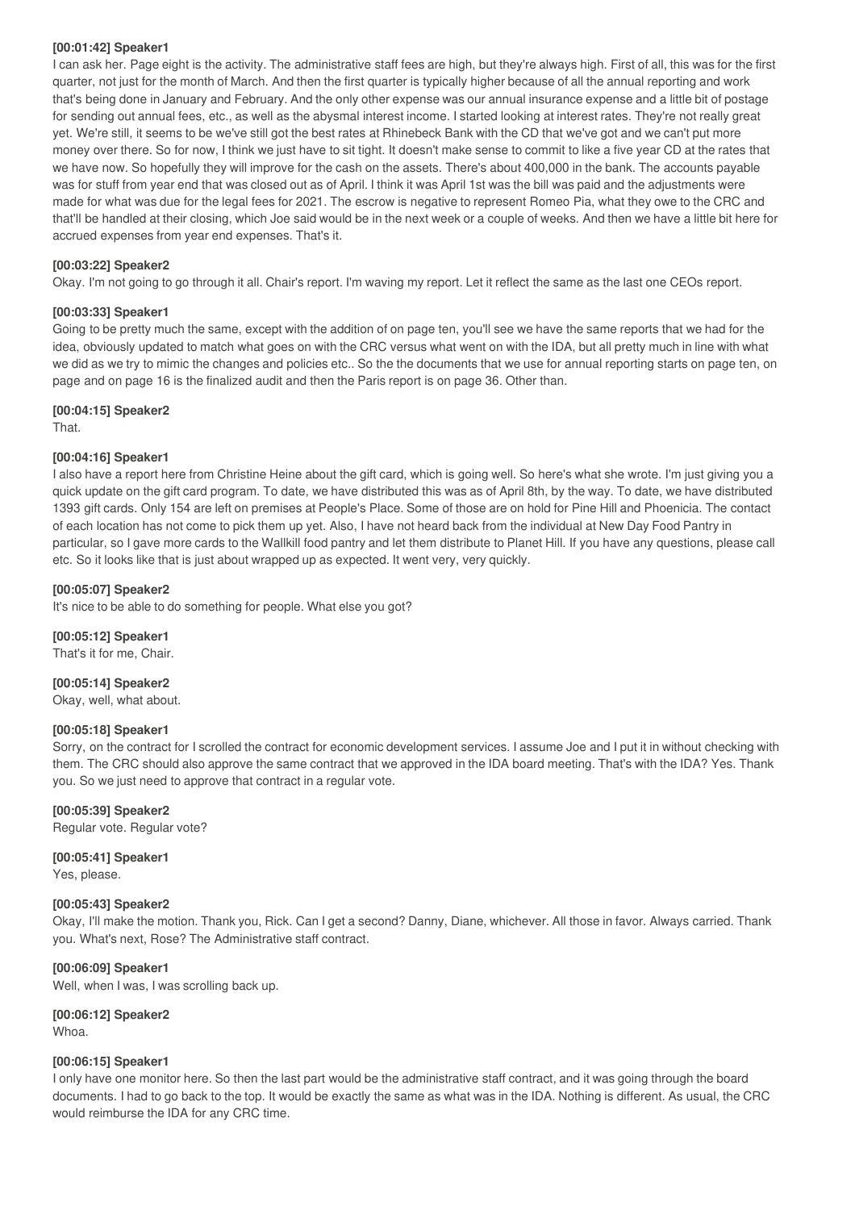**[00:01:42] Speaker1**

I can ask her. Page eight is the activity. The administrative staff fees are high, but they're always high. First of all, this was for the first quarter, not just for the month of March. And then the first quarter is typically higher because of all the annual reporting and work that's being done in January and February. And the only other expense was our annual insurance expense and a little bit of postage for sending out annual fees, etc., as well as the abysmal interest income. I started looking at interest rates. They're not really great yet. We're still, it seems to be we've still got the best rates at Rhinebeck Bank with the CD that we've got and we can't put more money over there. So for now, I think we just have to sit tight. It doesn't make sense to commit to like a five year CD at the rates that we have now. So hopefully they will improve for the cash on the assets. There's about 400,000 in the bank. The accounts payable was for stuff from year end that was closed out as of April. I think it was April 1st was the bill was paid and the adjustments were made for what was due for the legal fees for 2021. The escrow is negative to represent Romeo Pia, what they owe to the CRC and that'll be handled at their closing, which Joe said would be in the next week or a couple of weeks. And then we have a little bit here for accrued expenses from year end expenses. That's it.

**[00:03:22] Speaker2**

Okay. I'm not going to go through it all. Chair's report. I'm waving my report. Let it reflect the same as the last one CEOs report.

**[00:03:33] Speaker1**

Going to be pretty much the same, except with the addition of on page ten, you'll see we have the same reports that we had for the idea, obviously updated to match what goes on with the CRC versus what went on with the IDA, but all pretty much in line with what we did as we try to mimic the changes and policies etc.. So the the documents that we use for annual reporting starts on page ten, on page and on page 16 is the finalized audit and then the Paris report is on page 36. Other than.

**[00:04:15] Speaker2**

That.

**[00:04:16] Speaker1**

I also have a report here from Christine Heine about the gift card, which is going well. So here's what she wrote. I'm just giving you a quick update on the gift card program. To date, we have distributed this was as of April 8th, by the way. To date, we have distributed 1393 gift cards. Only 154 are left on premises at People's Place. Some of those are on hold for Pine Hill and Phoenicia. The contact of each location has not come to pick them up yet. Also, I have not heard back from the individual at New Day Food Pantry in particular, so I gave more cards to the Wallkill food pantry and let them distribute to Planet Hill. If you have any questions, please call etc. So it looks like that is just about wrapped up as expected. It went very, very quickly.

**[00:05:07] Speaker2**

It's nice to be able to do something for people. What else you got?

**[00:05:12] Speaker1**

That's it for me, Chair.

**[00:05:14] Speaker2**

Okay, well, what about.

**[00:05:18] Speaker1**

Sorry, on the contract for I scrolled the contract for economic development services. I assume Joe and I put it in without checking with them. The CRC should also approve the same contract that we approved in the IDA board meeting. That's with the IDA? Yes. Thank you. So we just need to approve that contract in a regular vote.

**[00:05:39] Speaker2**

Regular vote. Regular vote?

**[00:05:41] Speaker1**

Yes, please.

**[00:05:43] Speaker2**

Okay, I'll make the motion. Thank you, Rick. Can I get a second? Danny, Diane, whichever. All those in favor. Always carried. Thank you. What's next, Rose? The Administrative staff contract.

**[00:06:09] Speaker1**

Well, when I was, I was scrolling back up.

**[00:06:12] Speaker2**

Whoa.

**[00:06:15] Speaker1**

I only have one monitor here. So then the last part would be the administrative staff contract, and it was going through the board documents. I had to go back to the top. It would be exactly the same as what was in the IDA. Nothing is different. As usual, the CRC would reimburse the IDA for any CRC time.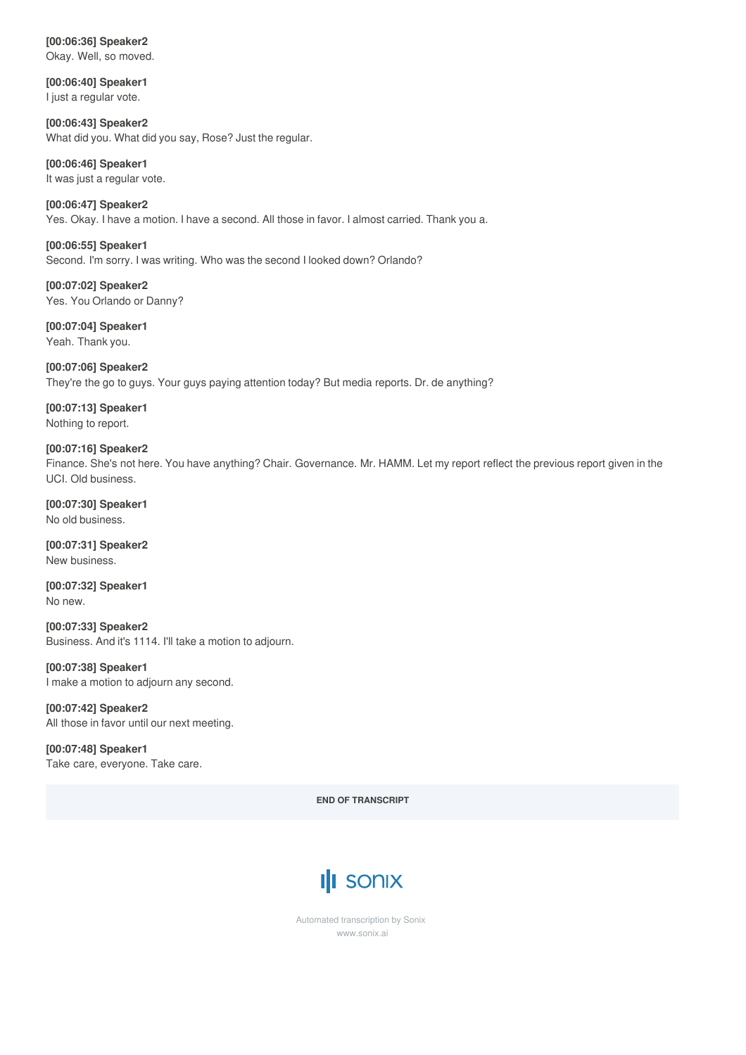**[00:06:36] Speaker2**
Okay. Well, so moved.

**[00:06:40] Speaker1**
I just a regular vote.

**[00:06:43] Speaker2**
What did you. What did you say, Rose? Just the regular.

**[00:06:46] Speaker1**
It was just a regular vote.

**[00:06:47] Speaker2**
Yes. Okay. I have a motion. I have a second. All those in favor. I almost carried. Thank you a.

**[00:06:55] Speaker1**
Second. I'm sorry. I was writing. Who was the second I looked down? Orlando?

**[00:07:02] Speaker2**
Yes. You Orlando or Danny?

**[00:07:04] Speaker1**
Yeah. Thank you.

**[00:07:06] Speaker2**
They're the go to guys. Your guys paying attention today? But media reports. Dr. de anything?

**[00:07:13] Speaker1**
Nothing to report.

**[00:07:16] Speaker2**
Finance. She's not here. You have anything? Chair. Governance. Mr. HAMM. Let my report reflect the previous report given in the UCI. Old business.

**[00:07:30] Speaker1**
No old business.

**[00:07:31] Speaker2**
New business.

**[00:07:32] Speaker1**
No new.

**[00:07:33] Speaker2**
Business. And it's 1114. I'll take a motion to adjourn.

**[00:07:38] Speaker1**
I make a motion to adjourn any second.

**[00:07:42] Speaker2**
All those in favor until our next meeting.

**[00:07:48] Speaker1**
Take care, everyone. Take care.

**END OF TRANSCRIPT**

sonix

Automated transcription by Sonix
www.sonix.ai